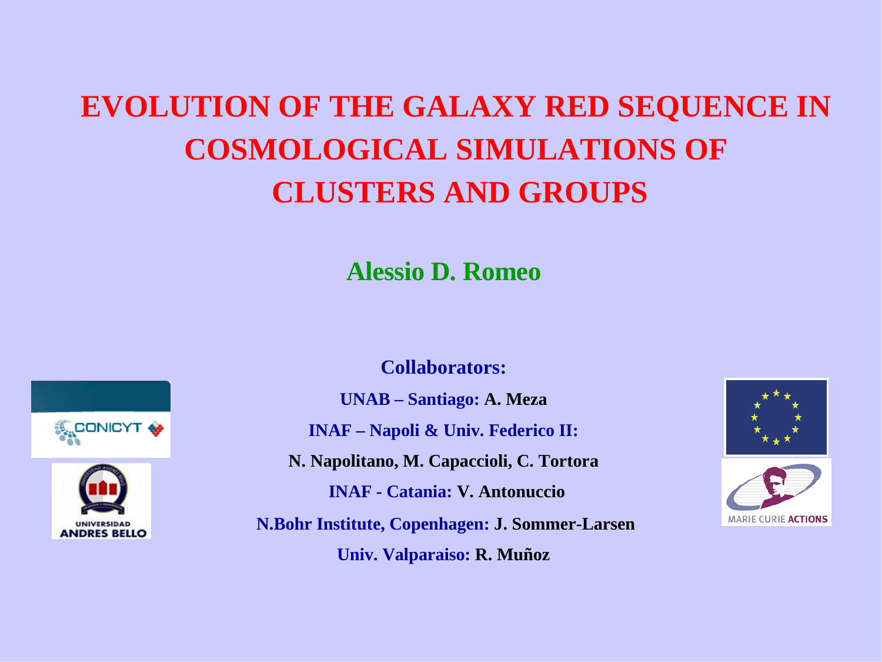# EVOLUTION OF THE GALAXY RED SEQUENCE IN COSMOLOGICAL SIMULATIONS OF CLUSTERS AND GROUPS

**Alessio D. Romeo**

**Collaborators:**

**UNAB – Santiago: A. Meza**

**INAF – Napoli & Univ. Federico II:**

**N. Napolitano, M. Capaccioli, C. Tortora**

**INAF - Catania: V. Antonuccio**

**N.Bohr Institute, Copenhagen: J. Sommer-Larsen**

**Univ. Valparaiso: R. Muñoz**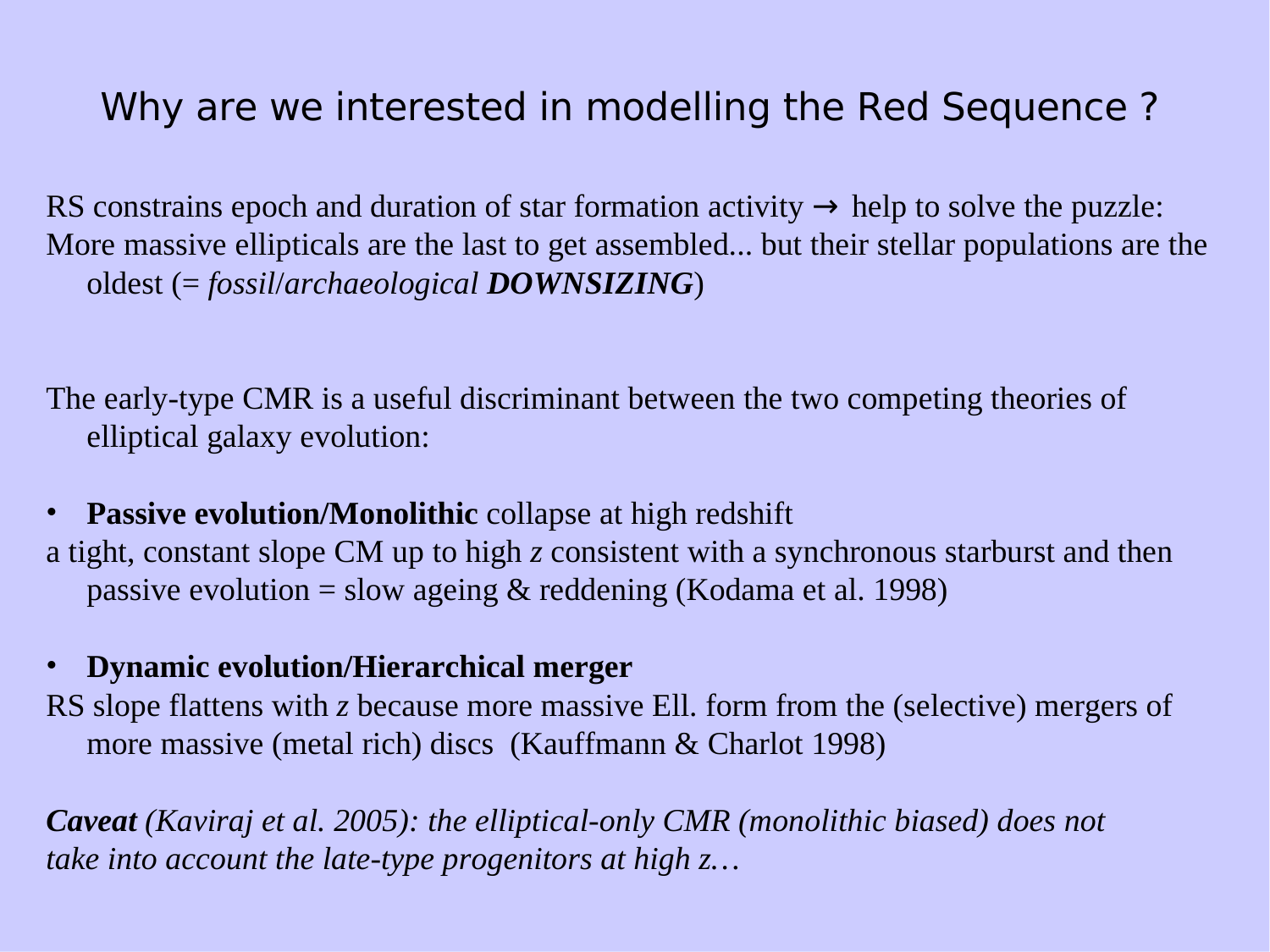# Why are we interested in modelling the Red Sequence ?

RS constrains epoch and duration of star formation activity → help to solve the puzzle:
More massive ellipticals are the last to get assembled... but their stellar populations are the oldest (= *fossil*/*archaeological* ***DOWNSIZING***)

The early-type CMR is a useful discriminant between the two competing theories of elliptical galaxy evolution:

- **Passive evolution/Monolithic** collapse at high redshift

a tight, constant slope CM up to high *z* consistent with a synchronous starburst and then passive evolution = slow ageing & reddening (Kodama et al. 1998)

- **Dynamic evolution/Hierarchical merger**

RS slope flattens with *z* because more massive Ell. form from the (selective) mergers of more massive (metal rich) discs (Kauffmann & Charlot 1998)

***Caveat*** *(Kaviraj et al. 2005): the elliptical-only CMR (monolithic biased) does not take into account the late-type progenitors at high z…*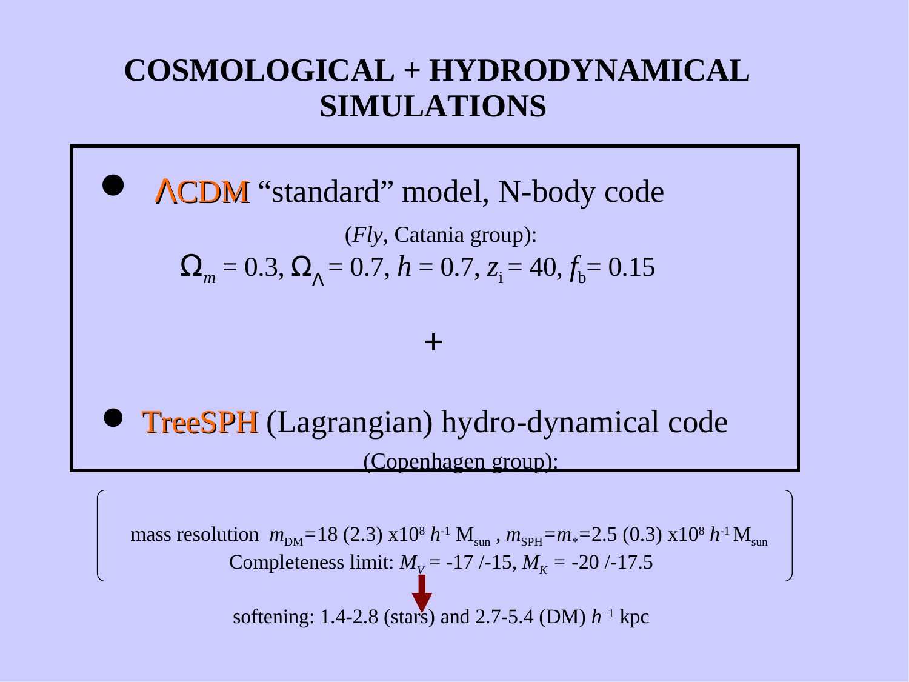# COSMOLOGICAL + HYDRODYNAMICAL SIMULATIONS

- $\Lambda$CDM "standard" model, N-body code

(*Fly*, Catania group):

$\Omega_m = 0.3$, $\Omega_\Lambda = 0.7$, $h = 0.7$, $z_i = 40$, $f_b = 0.15$

+

- TreeSPH (Lagrangian) hydro-dynamical code

(Copenhagen group):

mass resolution $m_{DM}$=18 (2.3) x$10^8$ $h^{-1}$ $M_{sun}$ , $m_{SPH}$=$m_*$=2.5 (0.3) x$10^8$ $h^{-1}$ $M_{sun}$

Completeness limit: $M_V$ = -17 /-15, $M_K$ = -20 /-17.5

softening: 1.4-2.8 (stars) and 2.7-5.4 (DM) $h^{-1}$ kpc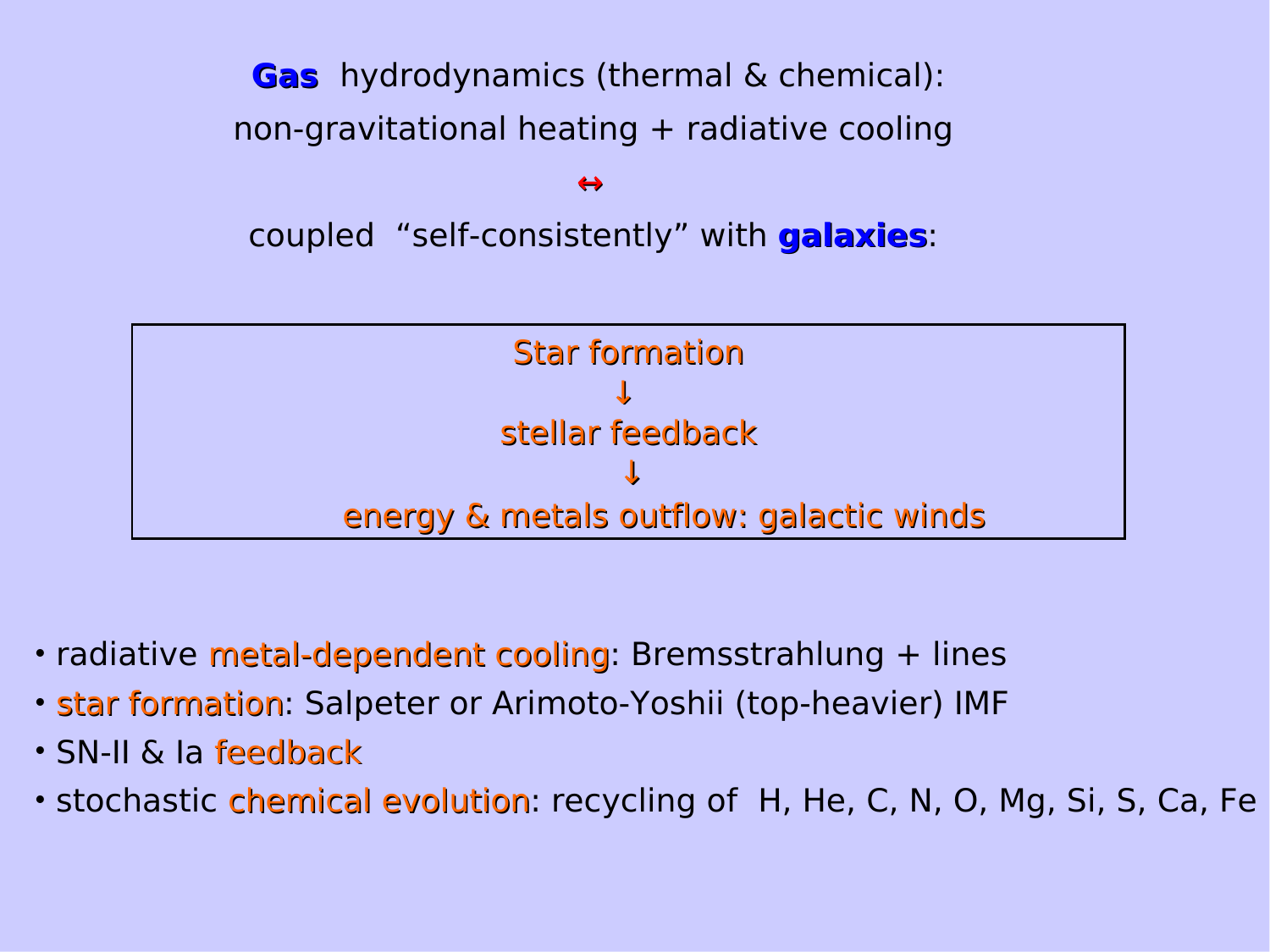**Gas** hydrodynamics (thermal & chemical):

non-gravitational heating + radiative cooling

↔

coupled "self-consistently" with **galaxies**:

Star formation

↓

stellar feedback

↓

energy & metals outflow: galactic winds

- radiative metal-dependent cooling: Bremsstrahlung + lines
- star formation: Salpeter or Arimoto-Yoshii (top-heavier) IMF
- SN-II & Ia feedback
- stochastic chemical evolution: recycling of H, He, C, N, O, Mg, Si, S, Ca, Fe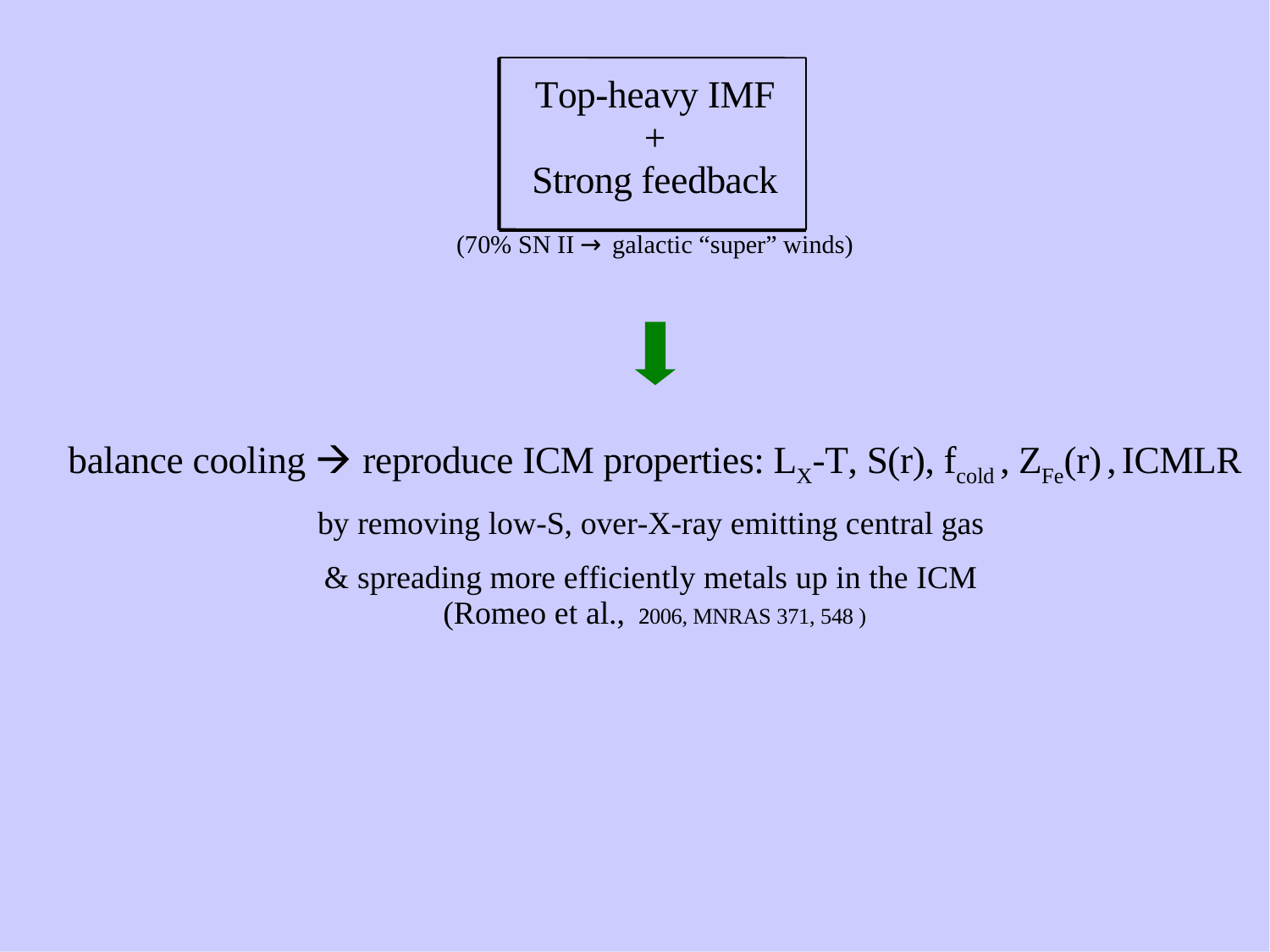Top-heavy IMF
+
Strong feedback

(70% SN II → galactic "super" winds)

⬇

balance cooling → reproduce ICM properties: $L_X$-T, S(r), $f_{cold}$, $Z_{Fe}$(r), ICMLR

by removing low-S, over-X-ray emitting central gas

& spreading more efficiently metals up in the ICM
(Romeo et al., 2006, MNRAS 371, 548 )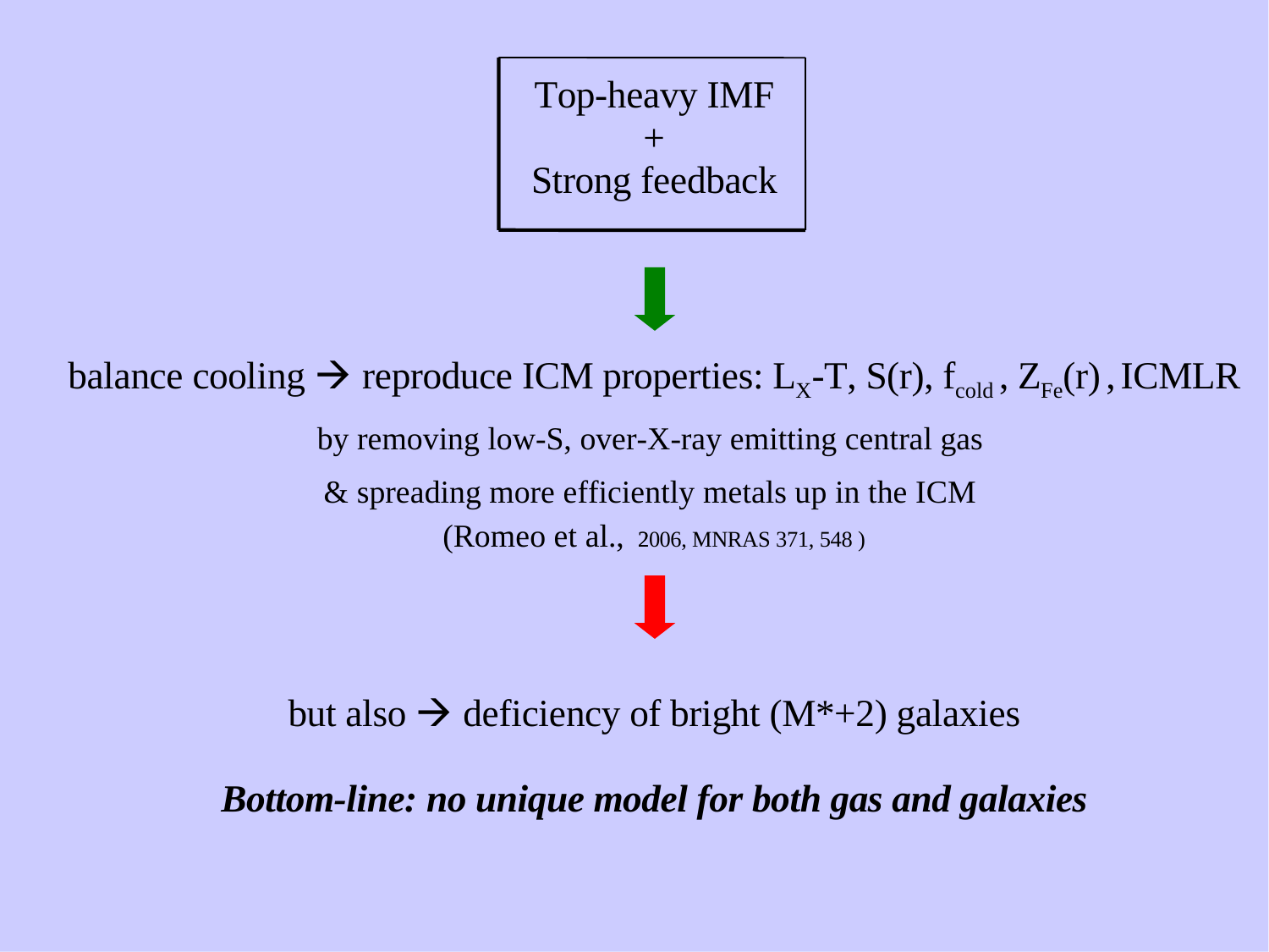Top-heavy IMF
+
Strong feedback

↓

balance cooling → reproduce ICM properties: $L_X$-T, S(r), $f_{cold}$, $Z_{Fe}$(r), ICMLR

by removing low-S, over-X-ray emitting central gas

& spreading more efficiently metals up in the ICM

(Romeo et al., 2006, MNRAS 371, 548 )

↓

but also → deficiency of bright (M*+2) galaxies

***Bottom-line: no unique model for both gas and galaxies***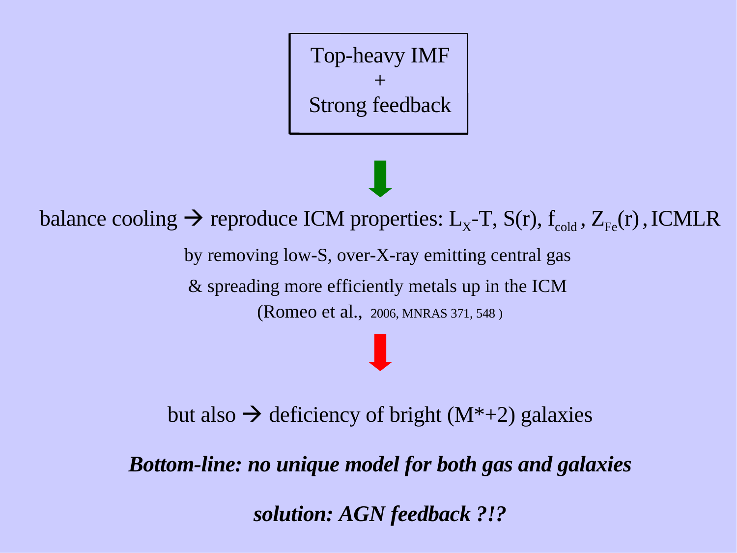Top-heavy IMF
+
Strong feedback

↓

balance cooling → reproduce ICM properties: $L_X$-T, S(r), $f_{cold}$, $Z_{Fe}$(r), ICMLR

by removing low-S, over-X-ray emitting central gas

& spreading more efficiently metals up in the ICM

(Romeo et al., 2006, MNRAS 371, 548 )

↓

but also → deficiency of bright (M*+2) galaxies

***Bottom-line: no unique model for both gas and galaxies***

***solution: AGN feedback ?!?***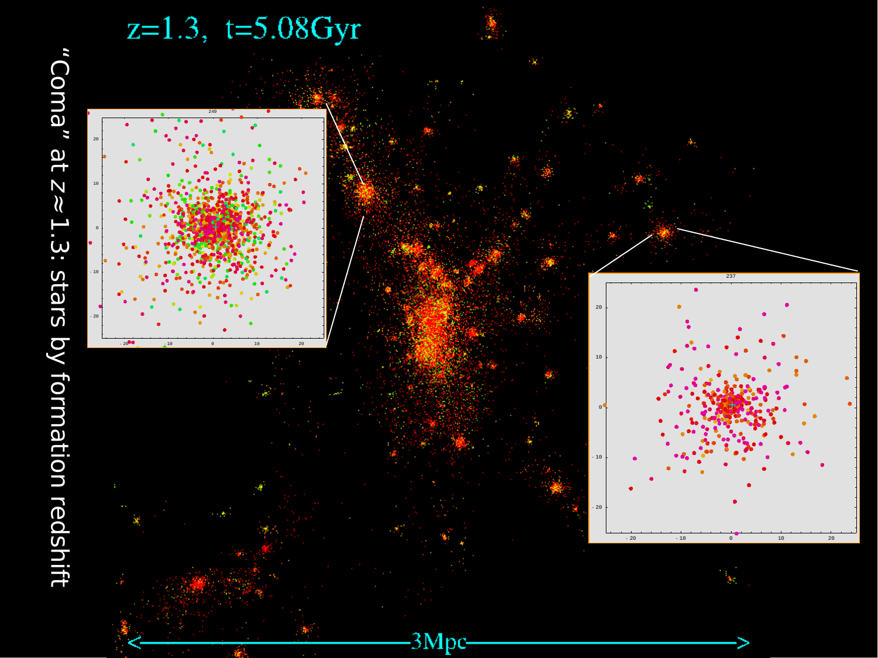“Coma” at $z \simeq 1.3$: stars by formation redshift

$z=1.3$, $t=5.08$Gyr

249

237

3Mpc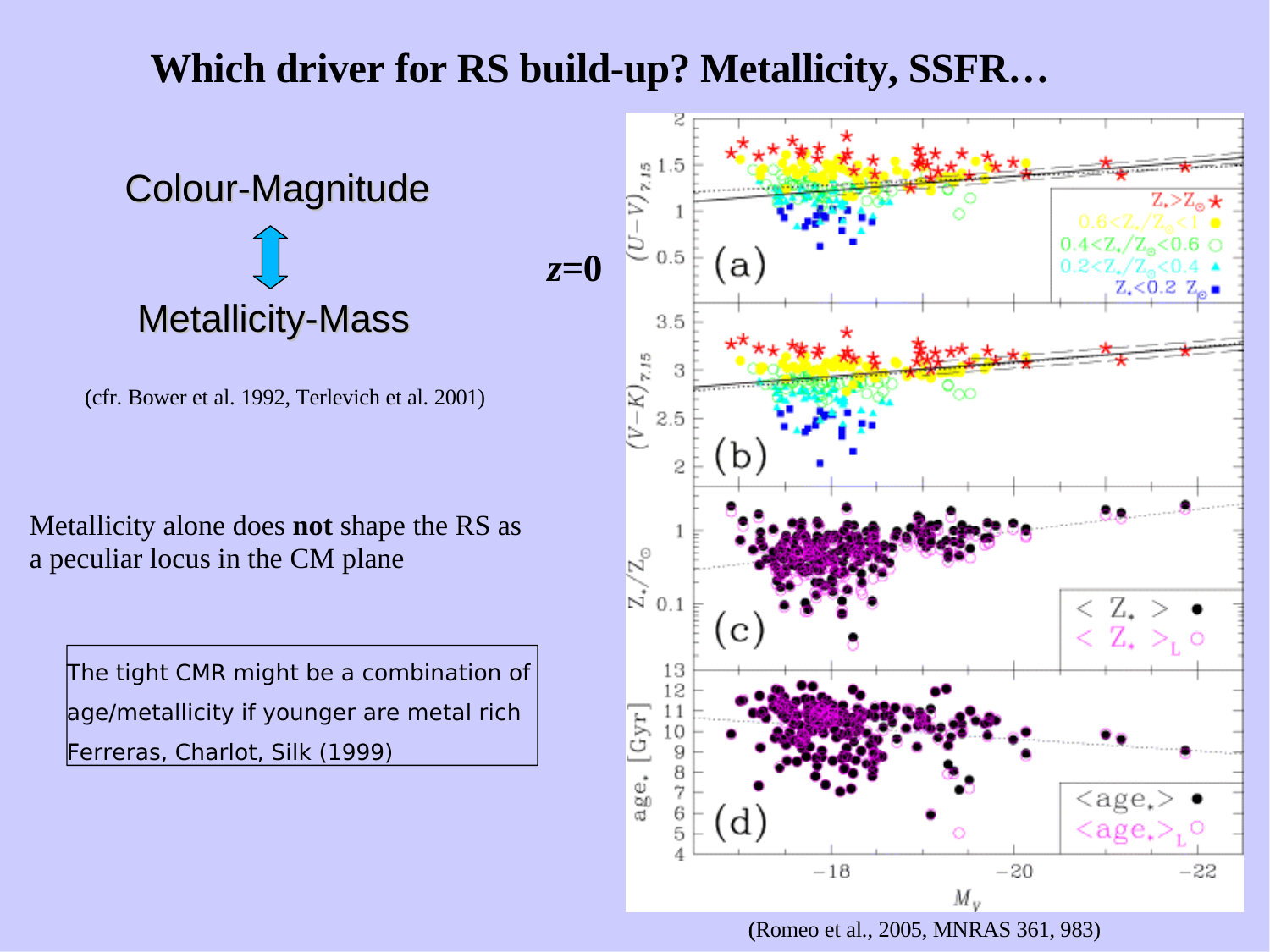# Which driver for RS build-up? Metallicity, SSFR…

Colour-Magnitude

↕

Metallicity-Mass

(cfr. Bower et al. 1992, Terlevich et al. 2001)

Metallicity alone does **not** shape the RS as a peculiar locus in the CM plane

The tight CMR might be a combination of age/metallicity if younger are metal rich
Ferreras, Charlot, Silk (1999)

*z*=0

(Romeo et al., 2005, MNRAS 361, 983)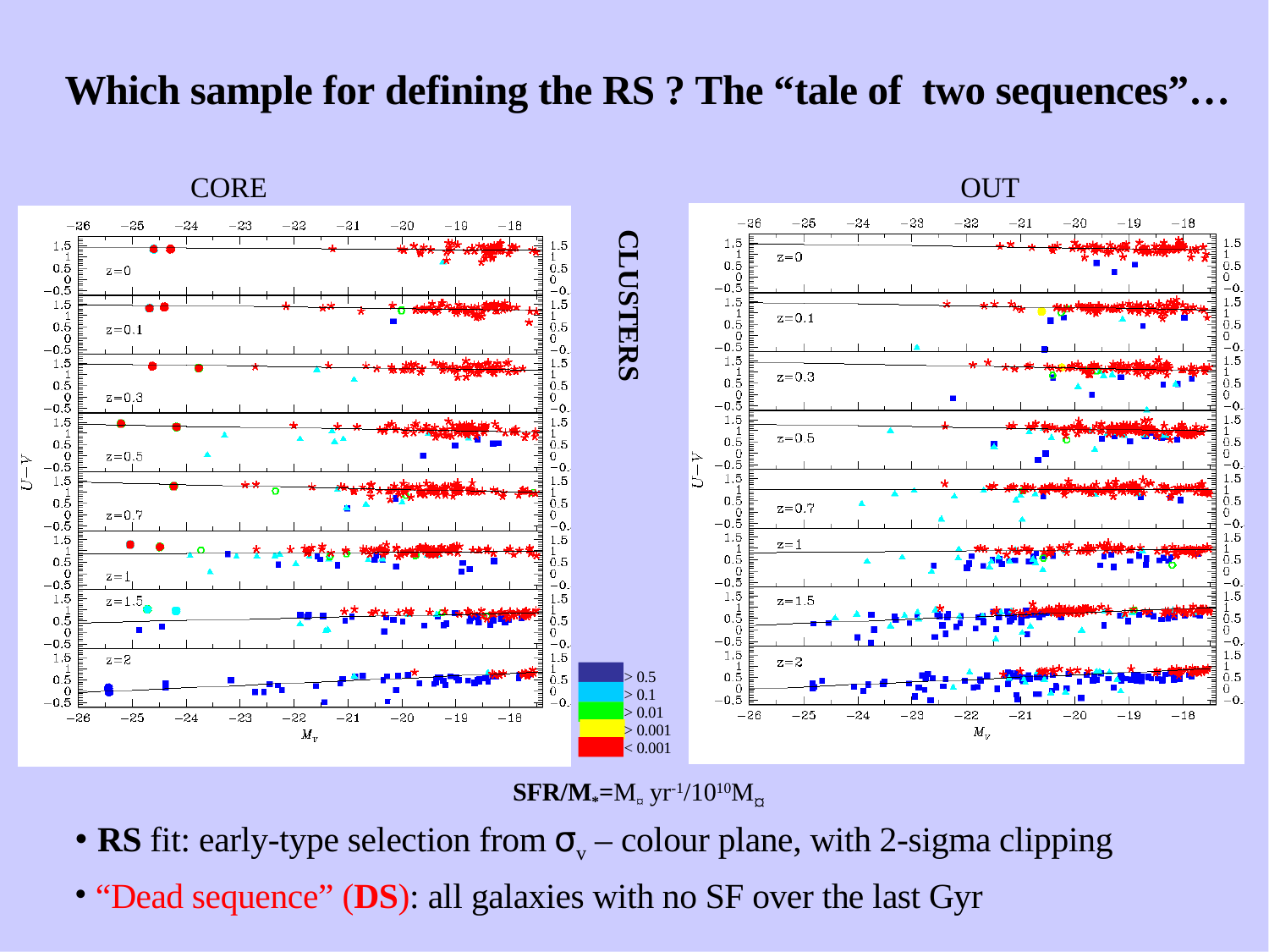# Which sample for defining the RS ? The “tale of two sequences”…

CORE

OUT

CLUSTERS

**SFR/M$_*$**=M$_\odot$ yr$^{-1}$/10$^{10}$M$_\odot$

- **RS** fit: early-type selection from $\sigma_v$ – colour plane, with 2-sigma clipping
- “Dead sequence” (**DS**): all galaxies with no SF over the last Gyr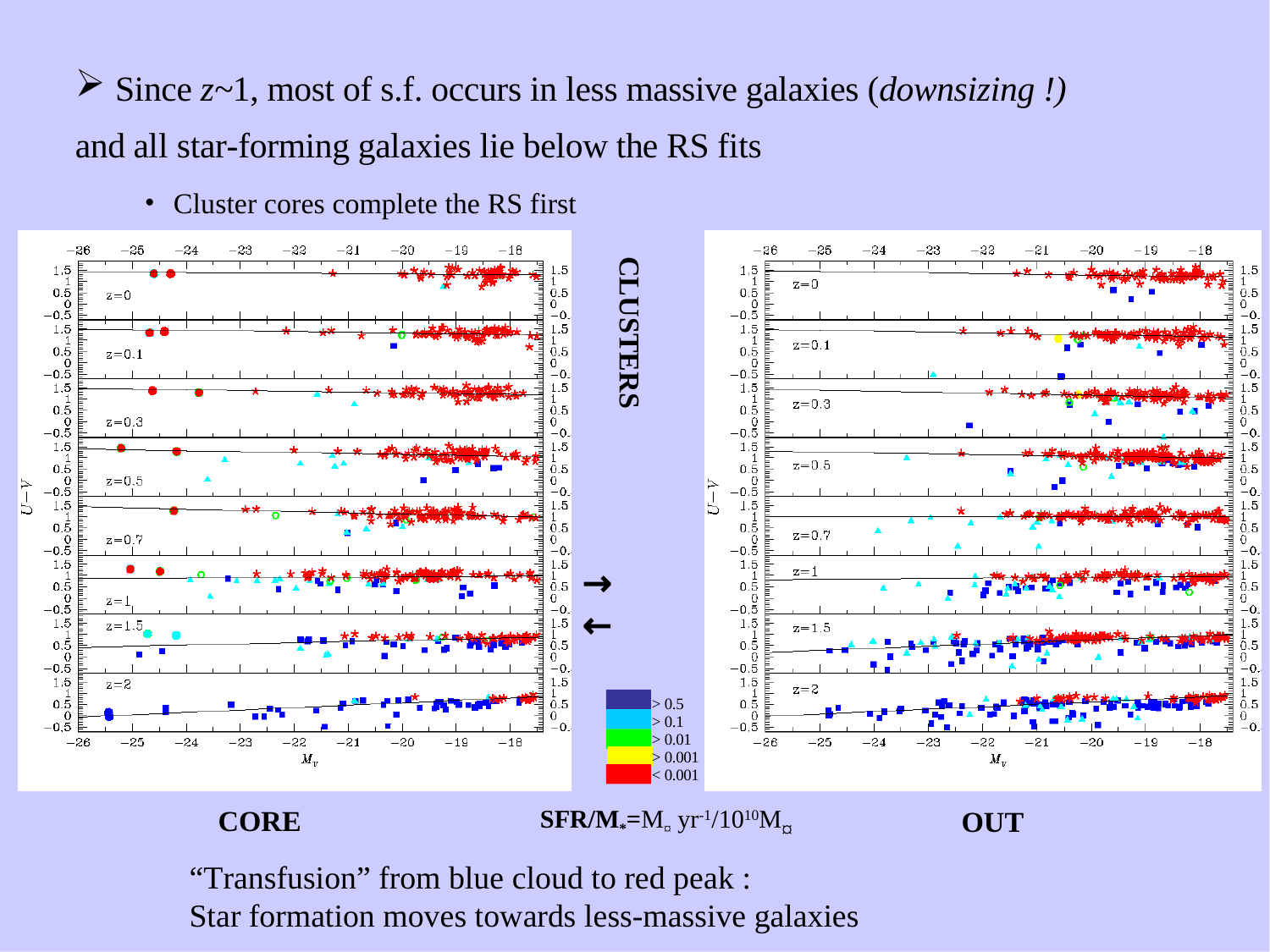- Since $z$~1, most of s.f. occurs in less massive galaxies (*downsizing !)*

and all star-forming galaxies lie below the RS fits

- Cluster cores complete the RS first

**CLUSTERS**

> 0.5
> 0.1
> 0.01
> 0.001
< 0.001

**CORE**

**SFR/M$_*$=**M$_\odot$ yr$^{-1}$/10$^{10}$M$_\odot$

**OUT**

"Transfusion" from blue cloud to red peak :
Star formation moves towards less-massive galaxies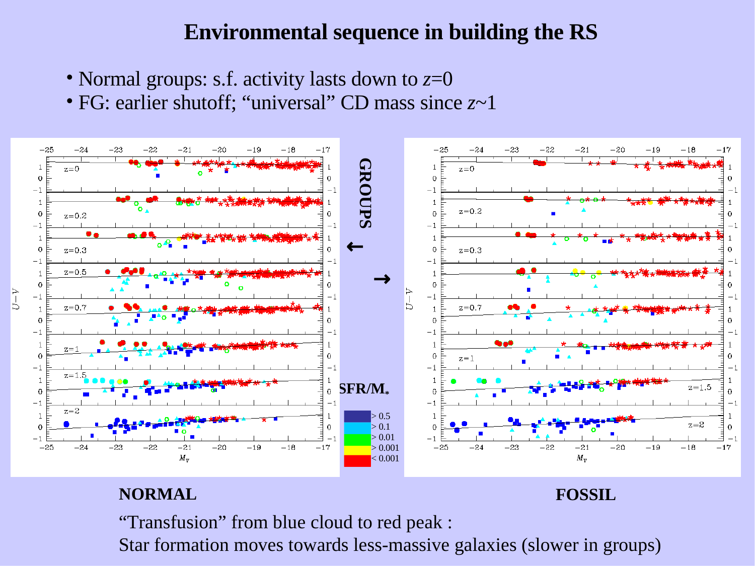# Environmental sequence in building the RS

- Normal groups: s.f. activity lasts down to $z$=0
- FG: earlier shutoff; "universal" CD mass since $z$~1

GROUPS

SFR/M$_*$

- > 0.5
- > 0.1
- > 0.01
- > 0.001
- < 0.001

**NORMAL** **FOSSIL**

"Transfusion" from blue cloud to red peak :

Star formation moves towards less-massive galaxies (slower in groups)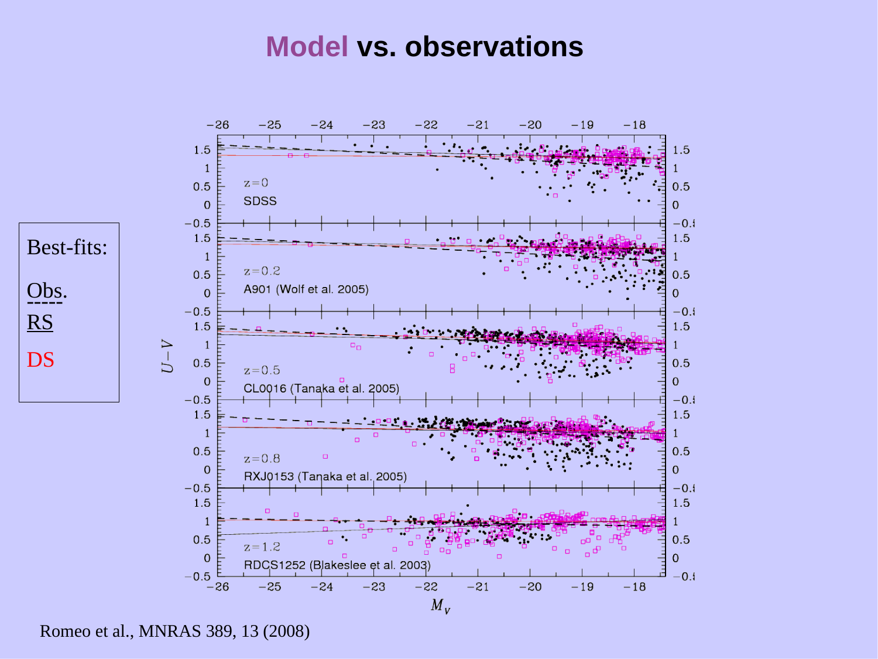# Model vs. observations

Best-fits:

Obs.

RS

DS

Romeo et al., MNRAS 389, 13 (2008)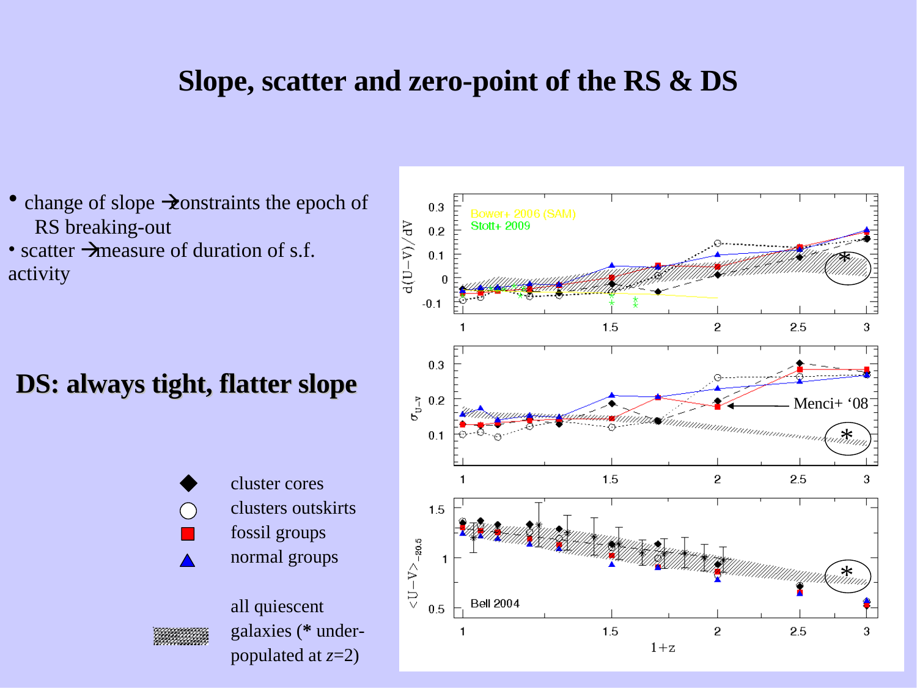# Slope, scatter and zero-point of the RS & DS

- change of slope → constraints the epoch of RS breaking-out
- scatter → measure of duration of s.f. activity

**DS: always tight, flatter slope**

- ◆ cluster cores
- ○ clusters outskirts
- ■ fossil groups
- ▲ normal groups

all quiescent galaxies (**\*** under-populated at $z$=2)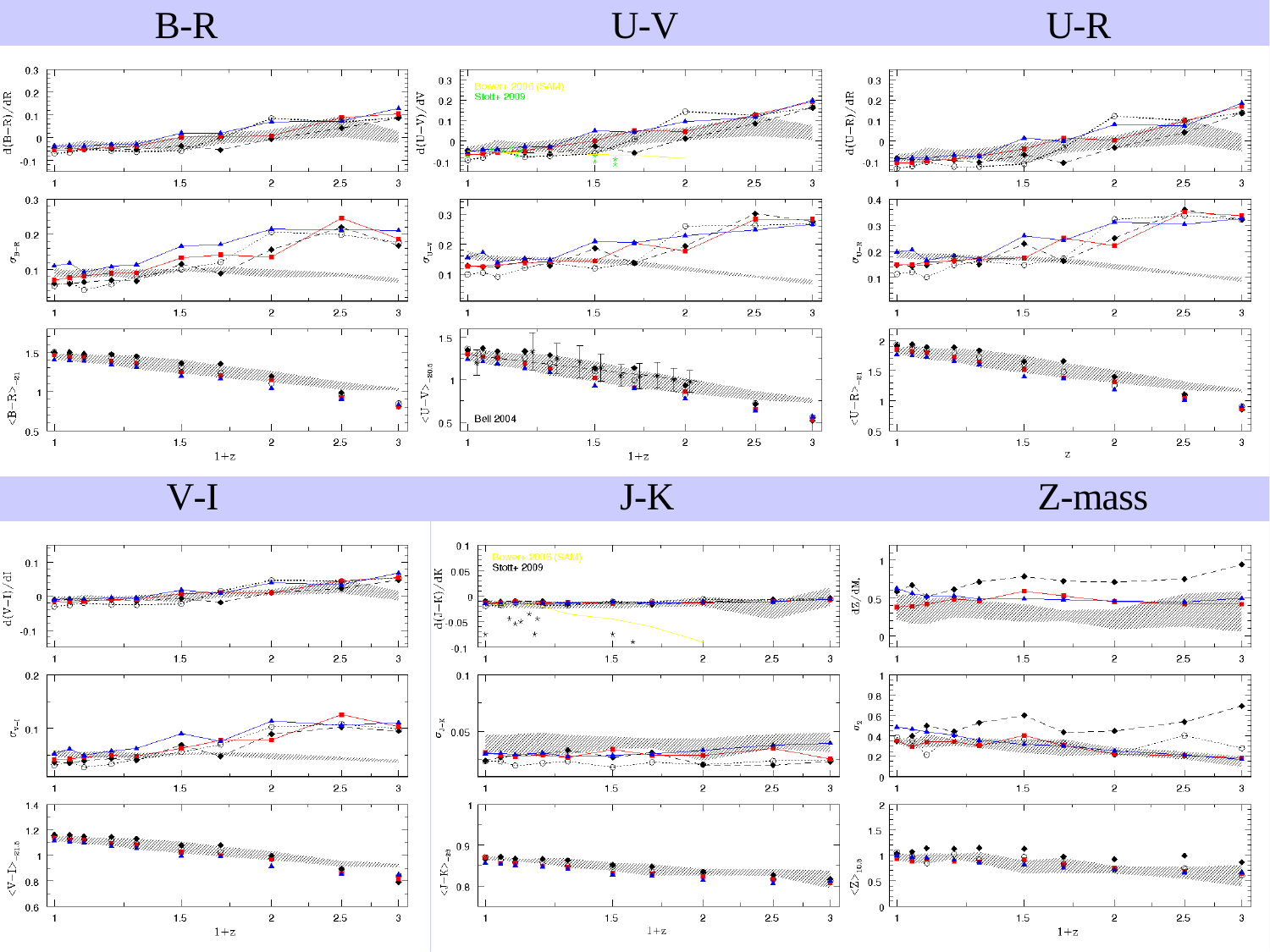# B-R

# U-V

# U-R

# V-I

# J-K

# Z-mass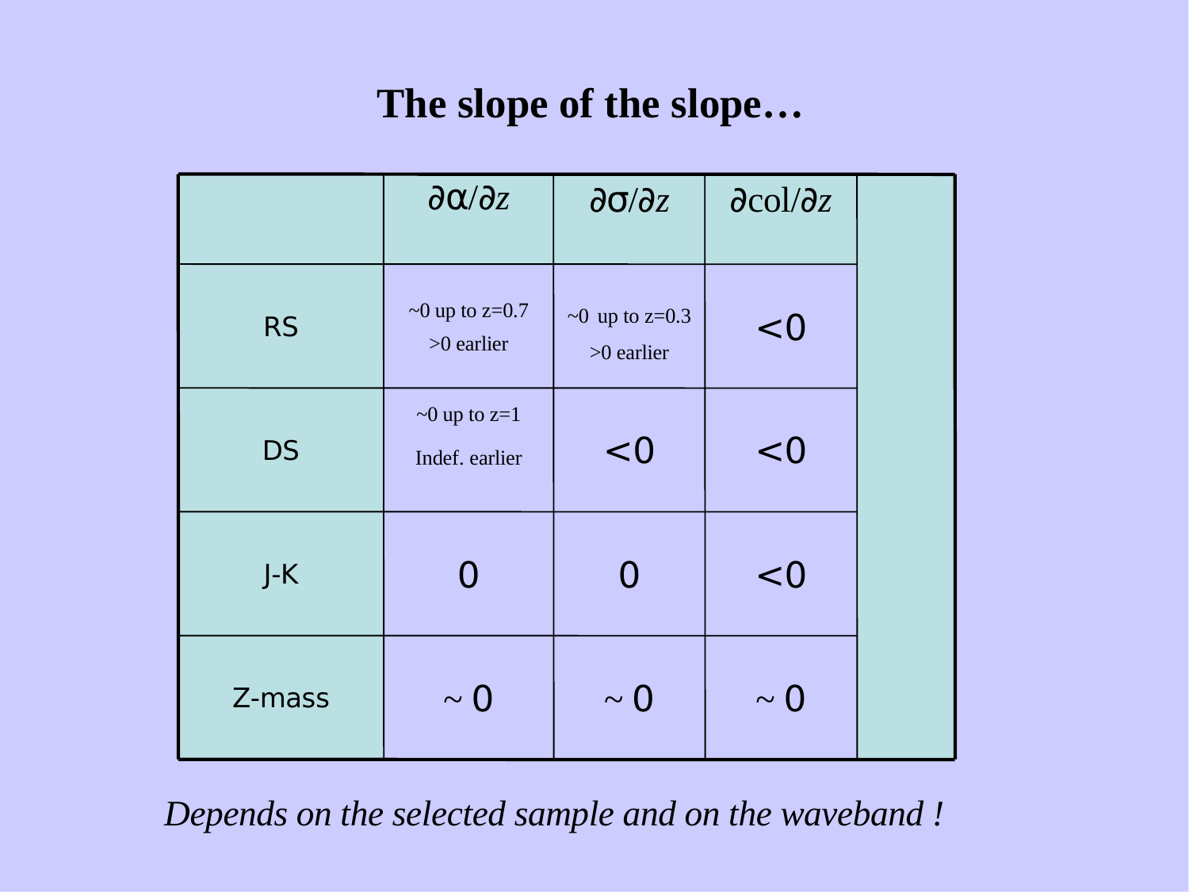# The slope of the slope…

| | $\partial\alpha/\partial z$ | $\partial\sigma/\partial z$ | $\partial col/\partial z$ | |
|---|---|---|---|---|
| RS | ~0 up to z=0.7<br>>0 earlier | ~0 up to z=0.3<br>>0 earlier | <0 | |
| DS | ~0 up to z=1<br>Indef. earlier | <0 | <0 | |
| J-K | 0 | 0 | <0 | |
| Z-mass | ~ 0 | ~ 0 | ~ 0 | |

*Depends on the selected sample and on the waveband !*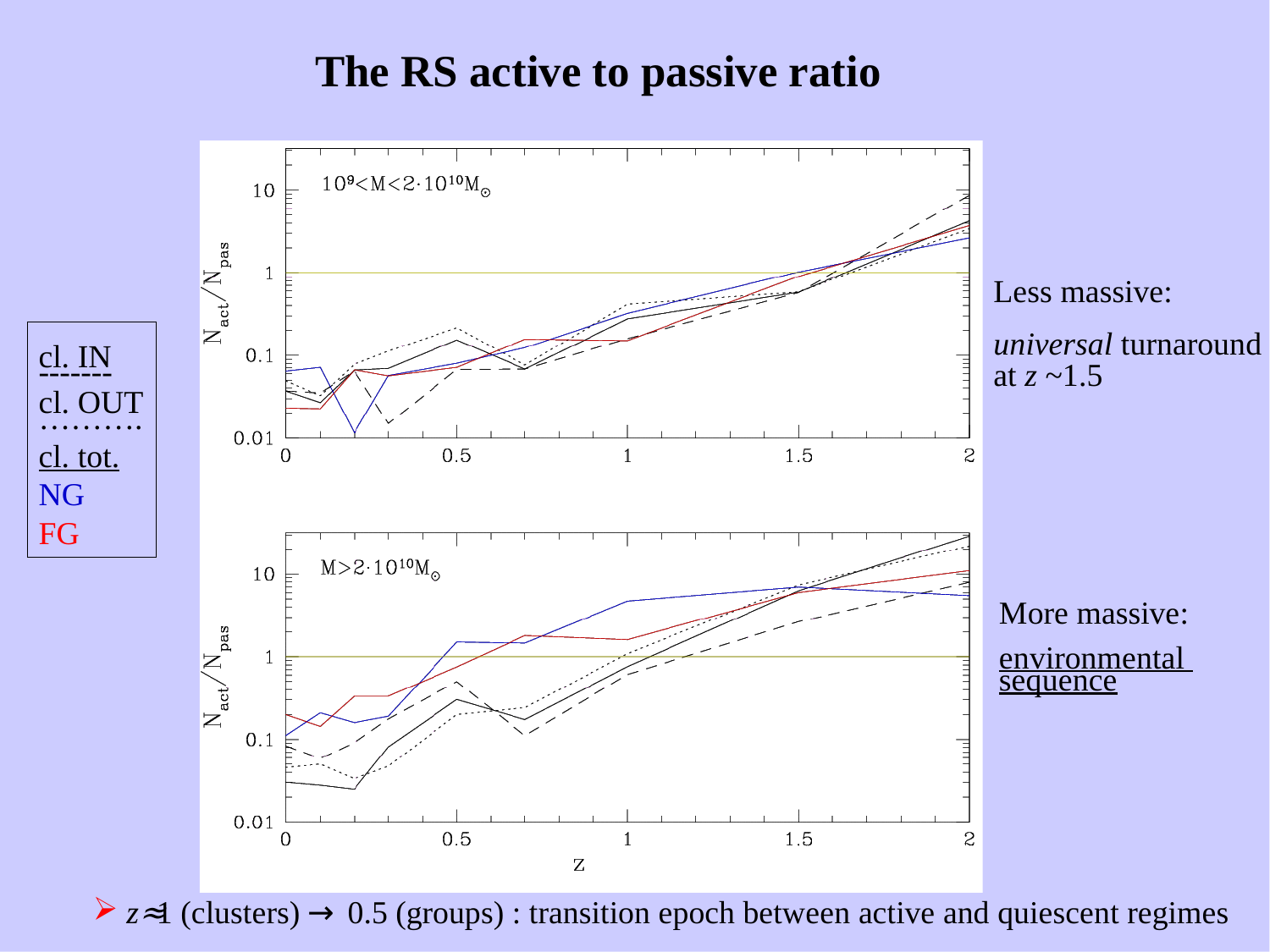# The RS active to passive ratio

cl. IN

cl. OUT

cl. tot.

NG

FG

$10^9 < M < 2 \cdot 10^{10} M_\odot$

$M > 2 \cdot 10^{10} M_\odot$

Less massive:

*universal* turnaround at $z$ ~1.5

More massive:

environmental sequence

- $z \approx 1$ (clusters) → 0.5 (groups) : transition epoch between active and quiescent regimes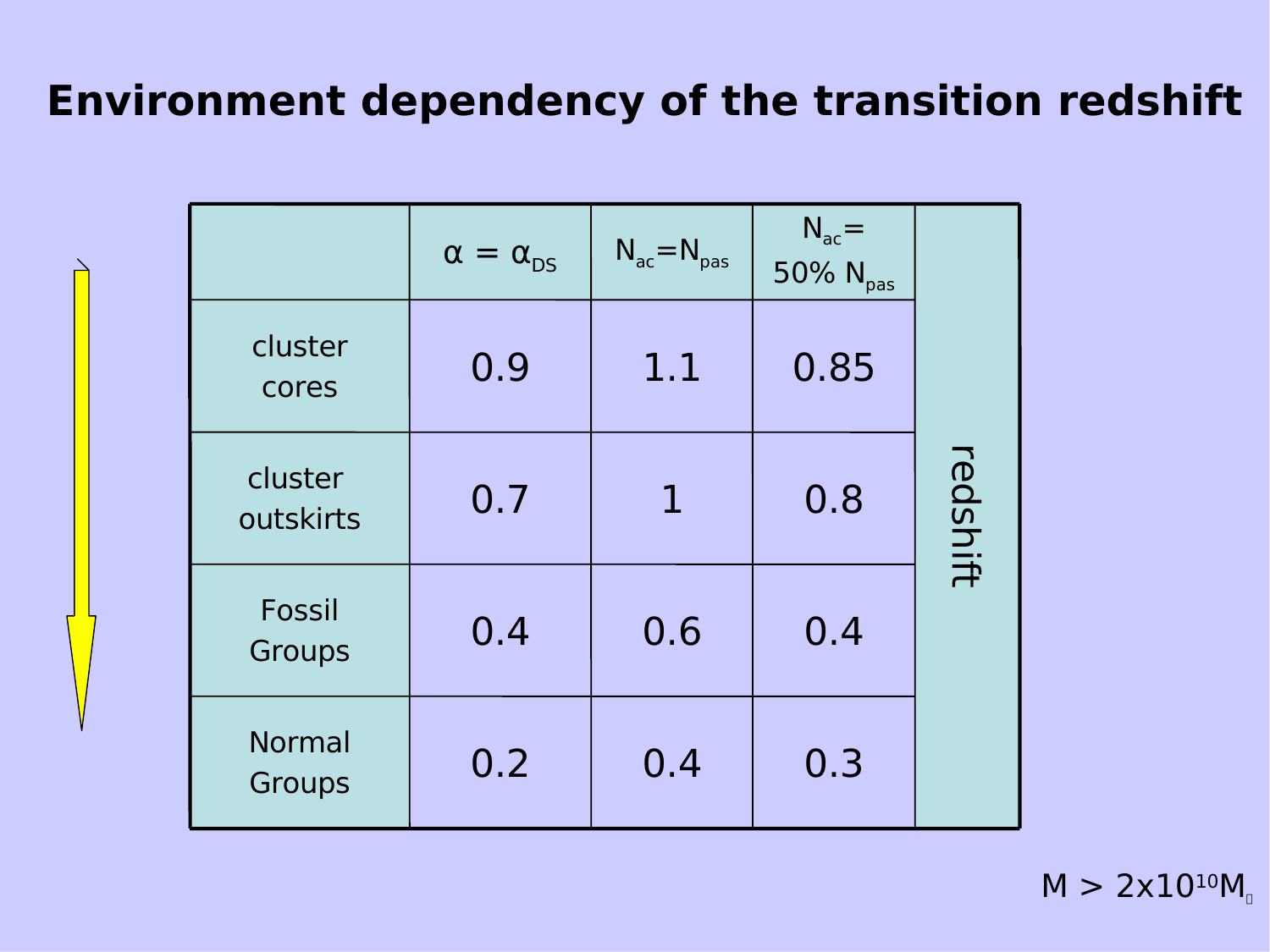# Environment dependency of the transition redshift

| | $\alpha = \alpha_{DS}$ | $N_{ac}=N_{pas}$ | $N_{ac}=$ 50% $N_{pas}$ | |
|---|---|---|---|---|
| cluster cores | 0.9 | 1.1 | 0.85 | redshift |
| cluster outskirts | 0.7 | 1 | 0.8 | |
| Fossil Groups | 0.4 | 0.6 | 0.4 | |
| Normal Groups | 0.2 | 0.4 | 0.3 | |

$M > 2\times10^{10} M_{\odot}$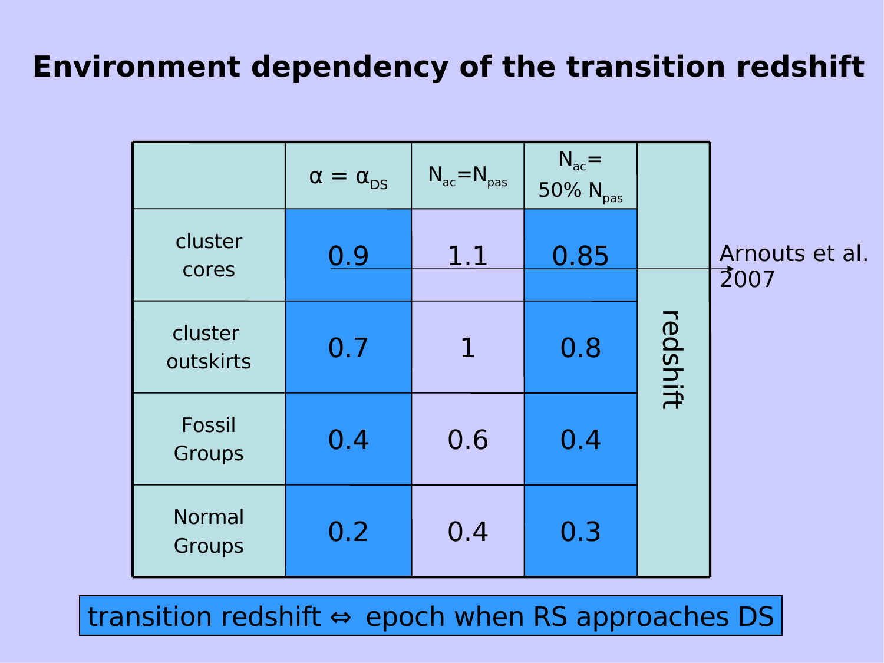# Environment dependency of the transition redshift

| | $\alpha = \alpha_{DS}$ | $N_{ac}=N_{pas}$ | $N_{ac}=$ 50% $N_{pas}$ | |
|---|---|---|---|---|
| cluster cores | 0.9 | 1.1 | 0.85 | redshift |
| cluster outskirts | 0.7 | 1 | 0.8 | |
| Fossil Groups | 0.4 | 0.6 | 0.4 | |
| Normal Groups | 0.2 | 0.4 | 0.3 | |

Arnouts et al. 2007

transition redshift ⇔ epoch when RS approaches DS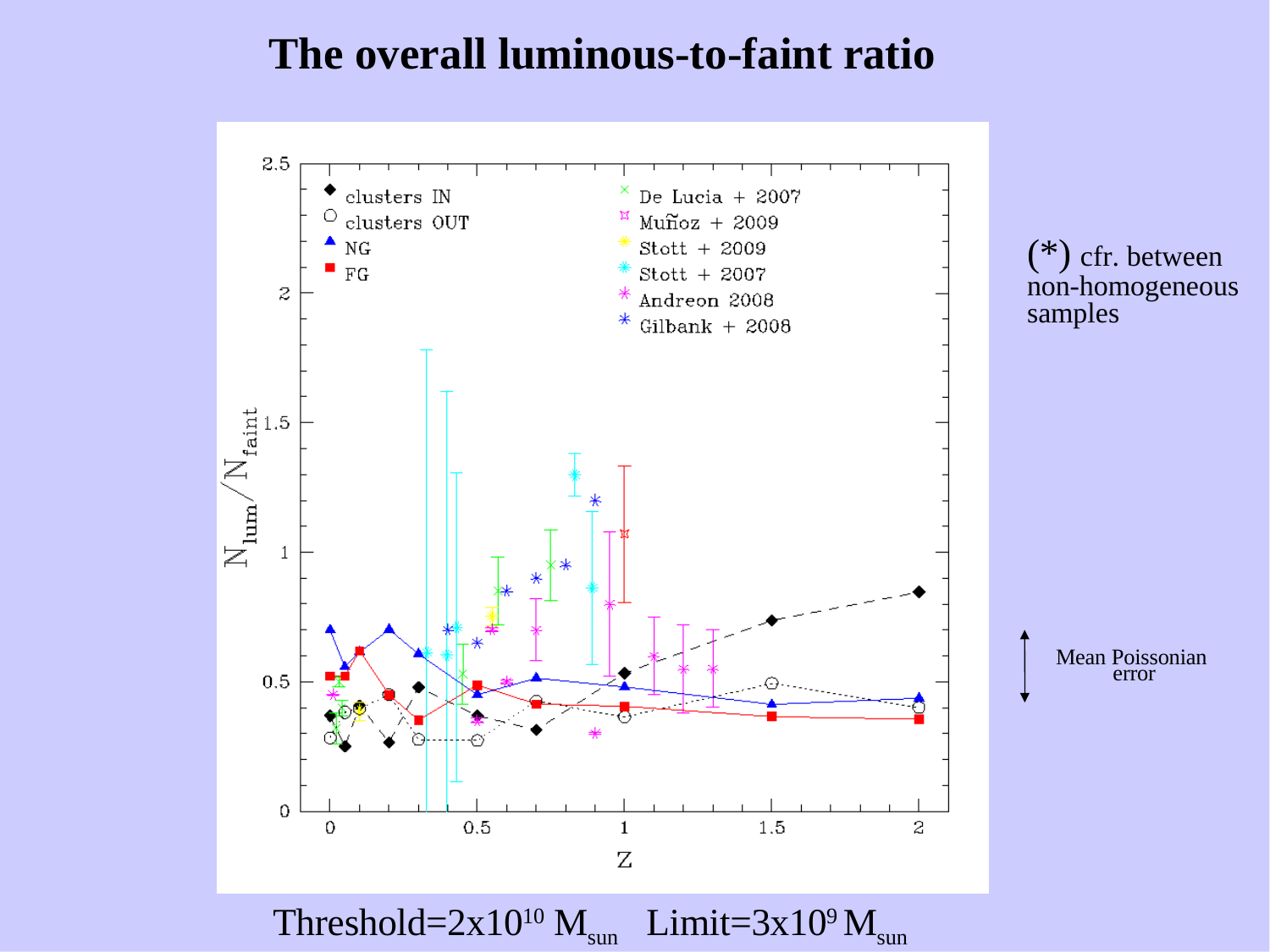# The overall luminous-to-faint ratio

(*) cfr. between non-homogeneous samples

Mean Poissonian error

Threshold=$2x10^{10}$ $M_{sun}$   Limit=$3x10^{9}$ $M_{sun}$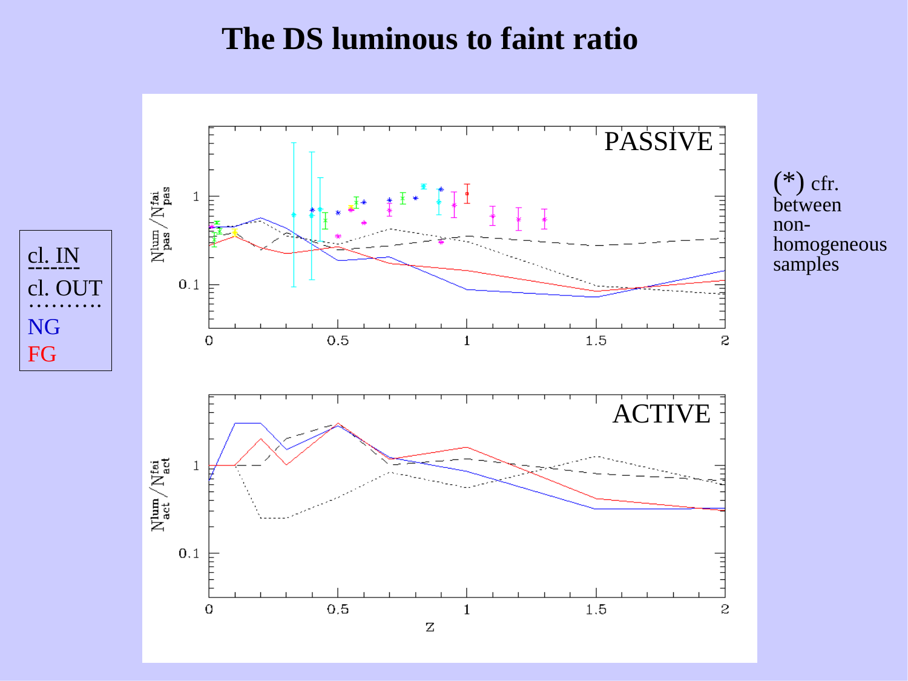# The DS luminous to faint ratio

cl. IN
-------
cl. OUT
..........
NG
FG

(*) cfr. between non-homogeneous samples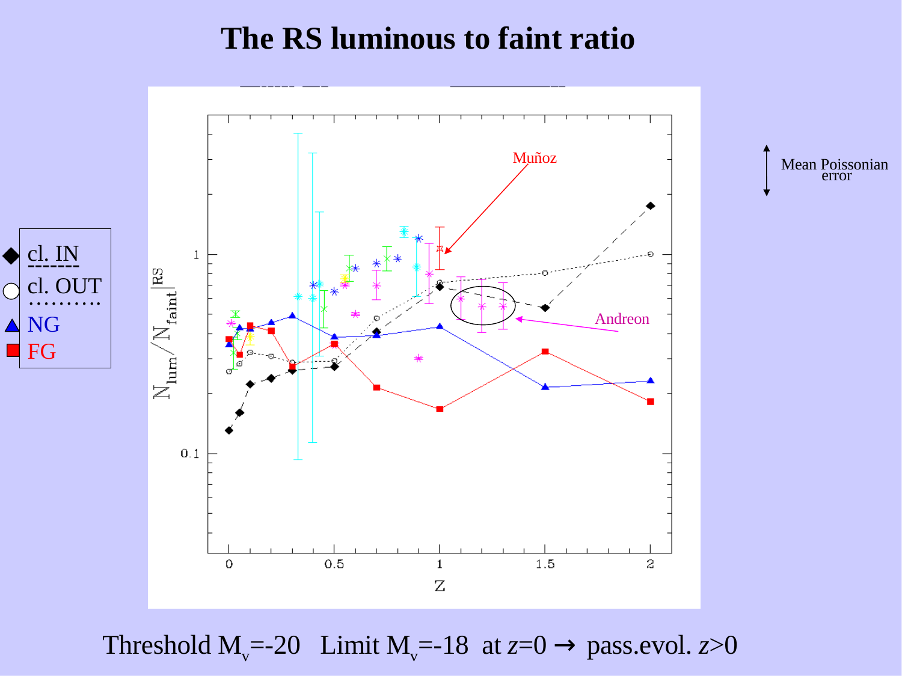# The RS luminous to faint ratio

Mean Poissonian error

- cl. IN
- cl. OUT
- NG
- FG

Muñoz

Andreon

$N_{lum}/N_{faint}|^{RS}$

z

Threshold $M_v$=-20 Limit $M_v$=-18 at $z$=0 → pass.evol. $z$>0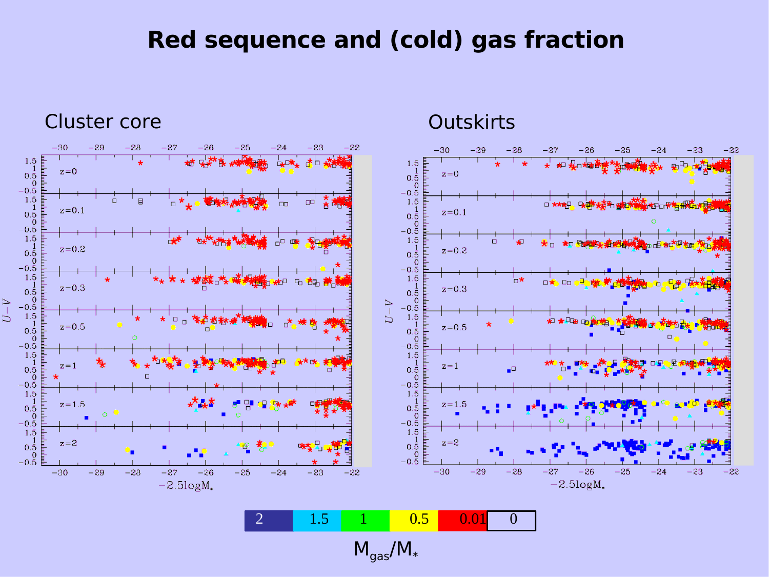# Red sequence and (cold) gas fraction

Cluster core

Outskirts

$M_{gas}/M_{*}$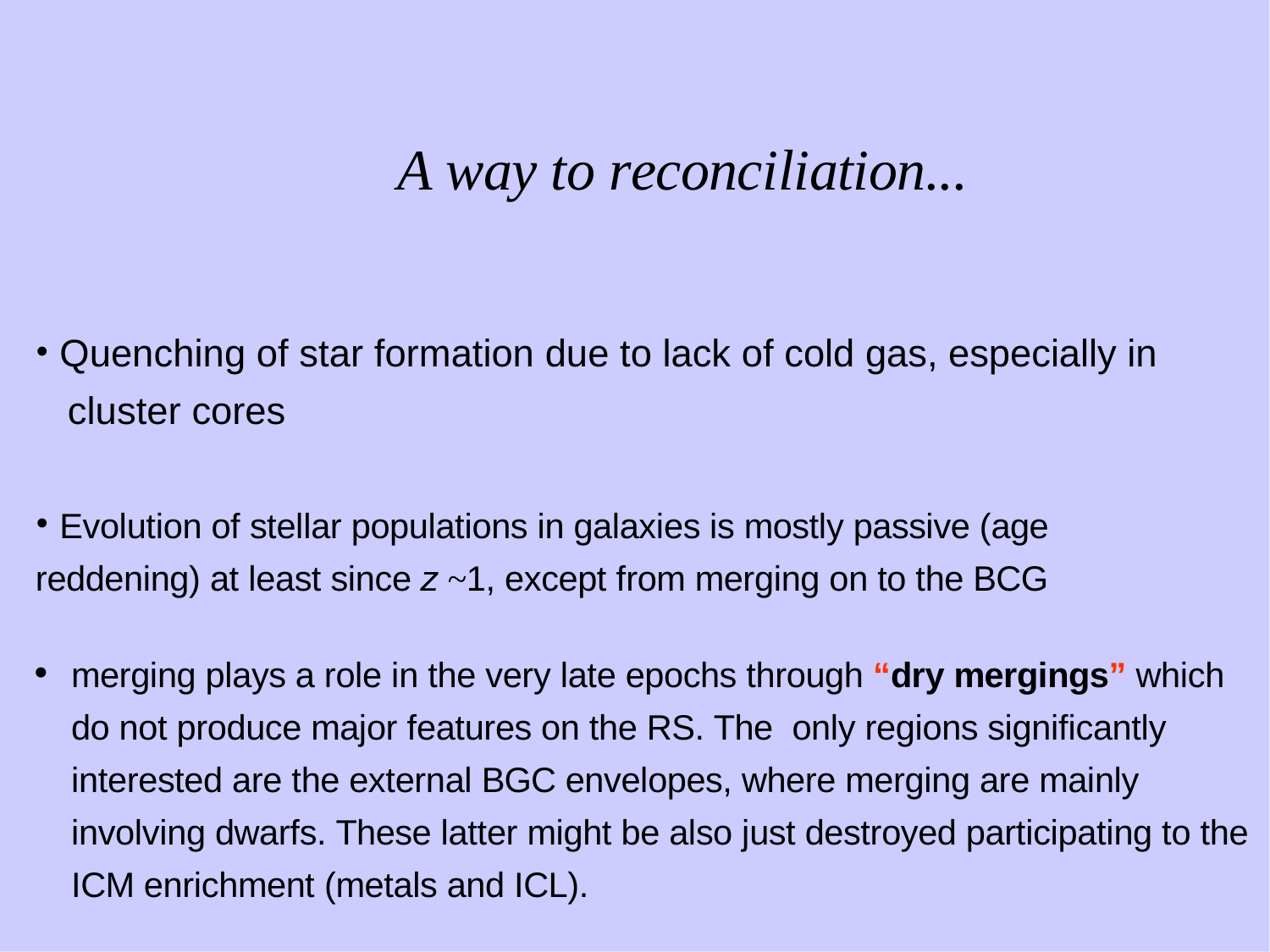# *A way to reconciliation...*

- Quenching of star formation due to lack of cold gas, especially in cluster cores

- Evolution of stellar populations in galaxies is mostly passive (age reddening) at least since $z$ ~1, except from merging on to the BCG

- merging plays a role in the very late epochs through **"dry mergings"** which do not produce major features on the RS. The only regions significantly interested are the external BGC envelopes, where merging are mainly involving dwarfs. These latter might be also just destroyed participating to the ICM enrichment (metals and ICL).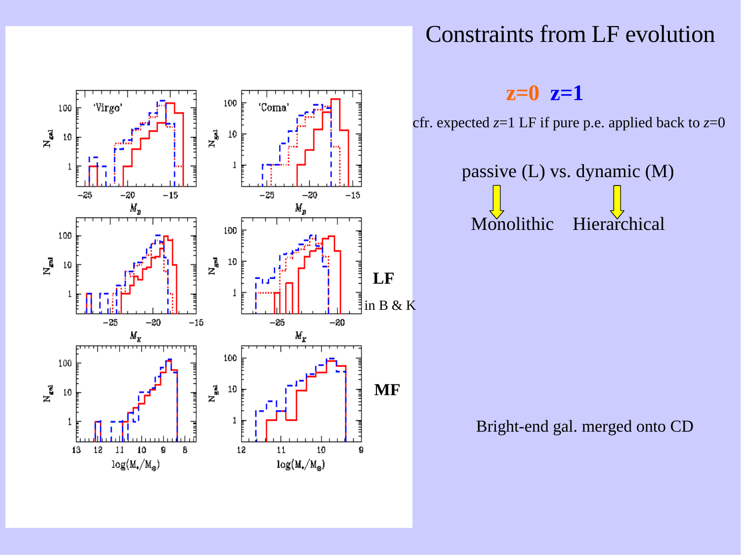# Constraints from LF evolution

**z=0** **z=1**

cfr. expected $z$=1 LF if pure p.e. applied back to $z$=0

passive (L) vs. dynamic (M)

Monolithic Hierarchical

**LF**

in B & K

**MF**

Bright-end gal. merged onto CD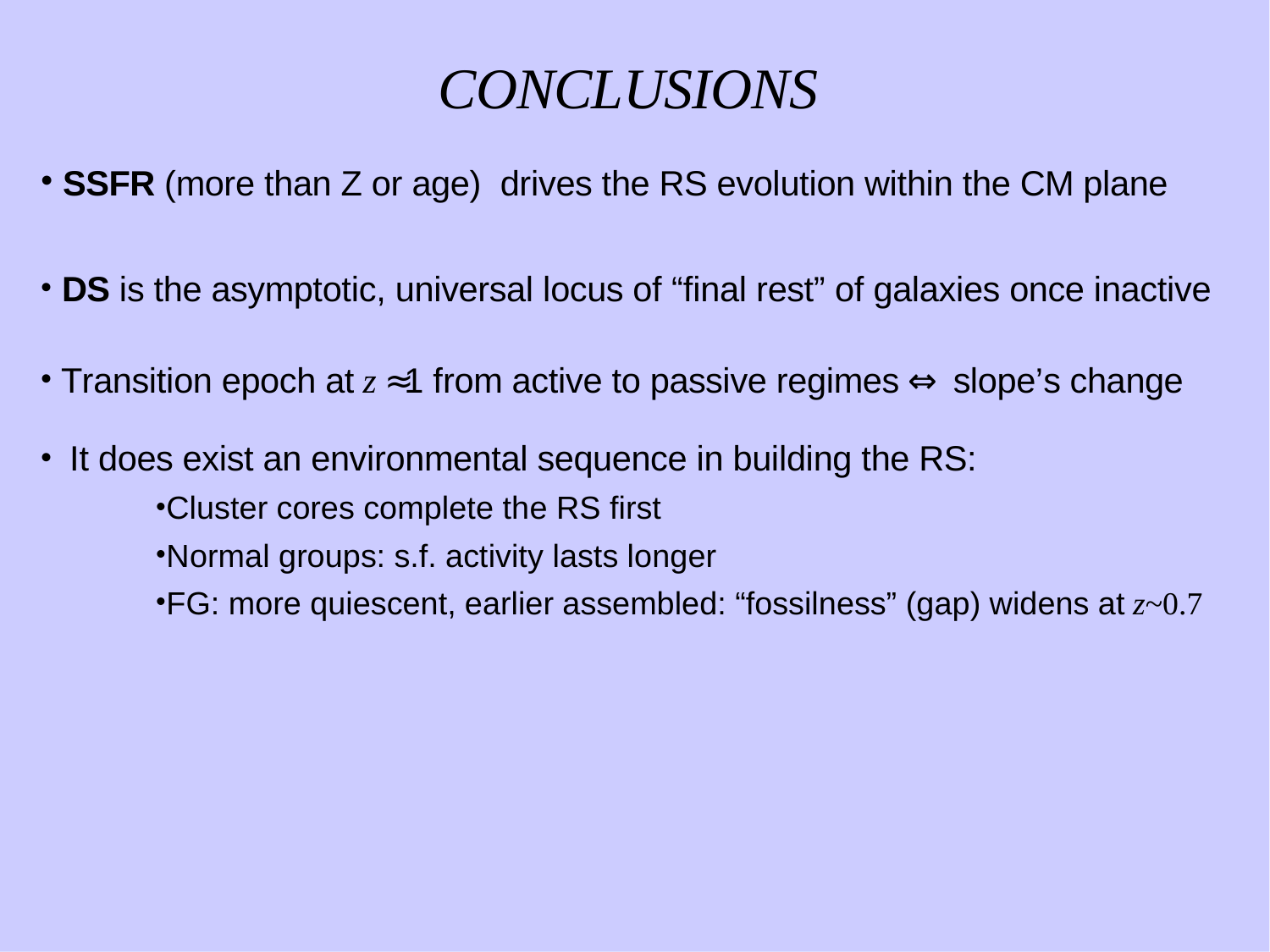# *CONCLUSIONS*

- **SSFR** (more than Z or age) drives the RS evolution within the CM plane

- **DS** is the asymptotic, universal locus of "final rest" of galaxies once inactive

- Transition epoch at $z \approx 1$ from active to passive regimes ⇔ slope's change

- It does exist an environmental sequence in building the RS:
  - Cluster cores complete the RS first
  - Normal groups: s.f. activity lasts longer
  - FG: more quiescent, earlier assembled: "fossilness" (gap) widens at $z \sim 0.7$